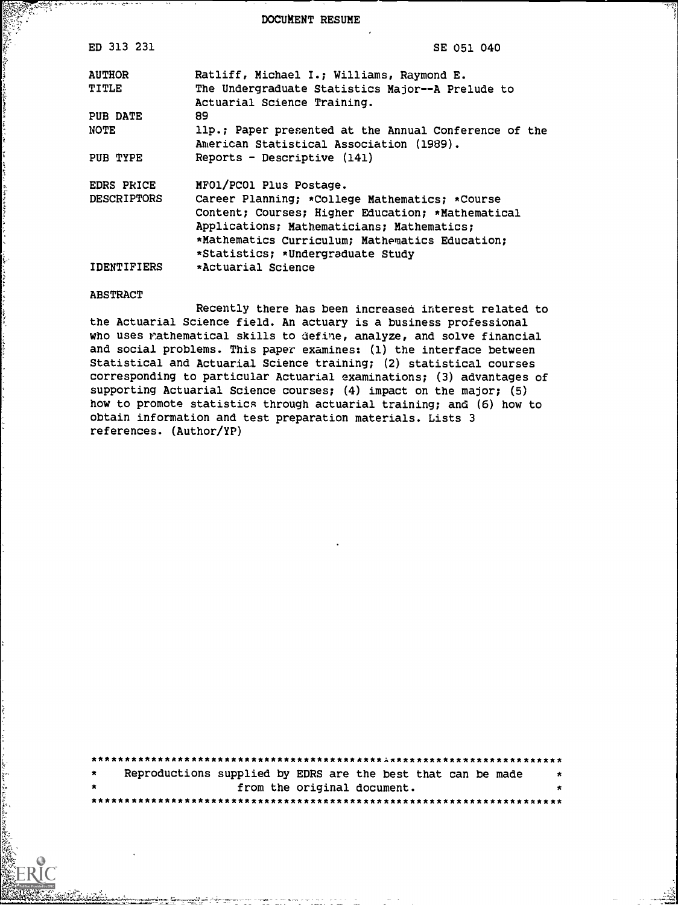DOCUMENT RESUME

| | |
|---|---|
| ED 313 231 | SE 051 040 |
| AUTHOR | Ratliff, Michael I.; Williams, Raymond E. |
| TITLE | The Undergraduate Statistics Major--A Prelude to Actuarial Science Training. |
| PUB DATE | 89 |
| NOTE | 11p.; Paper presented at the Annual Conference of the American Statistical Association (1989). |
| PUB TYPE | Reports - Descriptive (141) |
| EDRS PRICE | MF01/PC01 Plus Postage. |
| DESCRIPTORS | Career Planning; *College Mathematics; *Course Content; Courses; Higher Education; *Mathematical Applications; Mathematicians; Mathematics; *Mathematics Curriculum; Mathematics Education; *Statistics; *Undergraduate Study |
| IDENTIFIERS | *Actuarial Science |

ABSTRACT

Recently there has been increased interest related to the Actuarial Science field. An actuary is a business professional who uses mathematical skills to define, analyze, and solve financial and social problems. This paper examines: (1) the interface between Statistical and Actuarial Science training; (2) statistical courses corresponding to particular Actuarial examinations; (3) advantages of supporting Actuarial Science courses; (4) impact on the major; (5) how to promote statistics through actuarial training; and (6) how to obtain information and test preparation materials. Lists 3 references. (Author/YP)

***********************************************************************
* Reproductions supplied by EDRS are the best that can be made *
* from the original document. *
***********************************************************************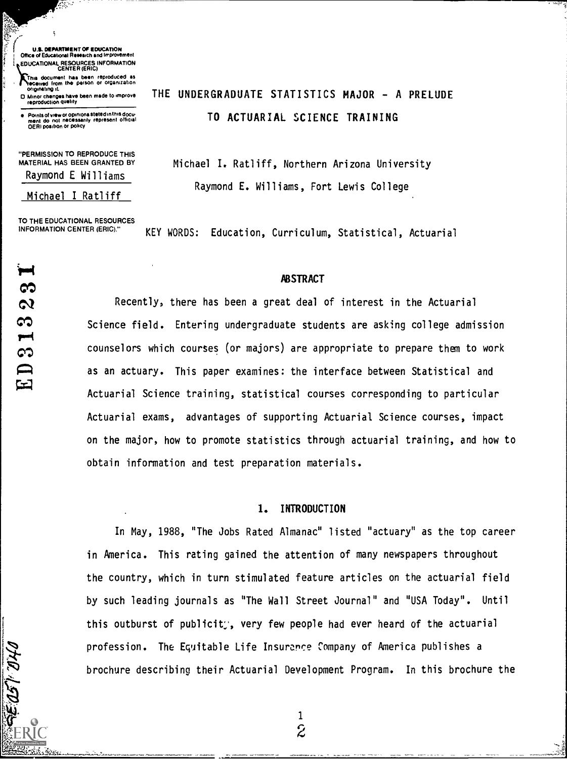U.S. DEPARTMENT OF EDUCATION
Office of Educational Research and Improvement
EDUCATIONAL RESOURCES INFORMATION CENTER (ERIC)

This document has been reproduced as received from the person or organization originating it.

Minor changes have been made to improve reproduction quality

Points of view or opinions stated in this document do not necessarily represent official OERI position or policy

"PERMISSION TO REPRODUCE THIS MATERIAL HAS BEEN GRANTED BY
Raymond E Williams
Michael I Ratliff
TO THE EDUCATIONAL RESOURCES INFORMATION CENTER (ERIC)."

ED313231

# THE UNDERGRADUATE STATISTICS MAJOR - A PRELUDE TO ACTUARIAL SCIENCE TRAINING

Michael I. Ratliff, Northern Arizona University

Raymond E. Williams, Fort Lewis College

KEY WORDS: Education, Curriculum, Statistical, Actuarial

## ABSTRACT

Recently, there has been a great deal of interest in the Actuarial Science field. Entering undergraduate students are asking college admission counselors which courses (or majors) are appropriate to prepare them to work as an actuary. This paper examines: the interface between Statistical and Actuarial Science training, statistical courses corresponding to particular Actuarial exams, advantages of supporting Actuarial Science courses, impact on the major, how to promote statistics through actuarial training, and how to obtain information and test preparation materials.

## 1. INTRODUCTION

In May, 1988, "The Jobs Rated Almanac" listed "actuary" as the top career in America. This rating gained the attention of many newspapers throughout the country, which in turn stimulated feature articles on the actuarial field by such leading journals as "The Wall Street Journal" and "USA Today". Until this outburst of publicity, very few people had ever heard of the actuarial profession. The Equitable Life Insurance Company of America publishes a brochure describing their Actuarial Development Program. In this brochure the

SE051040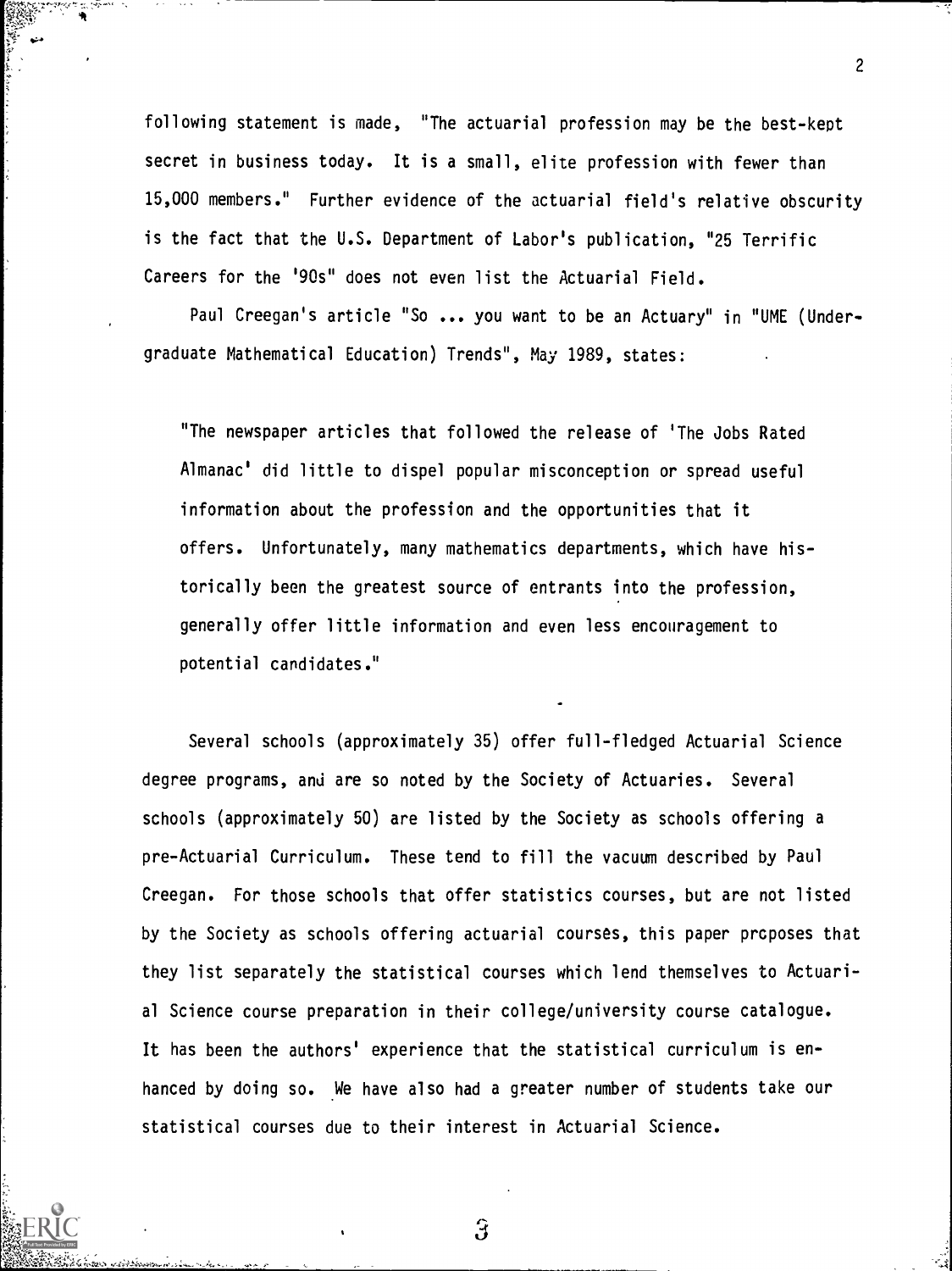following statement is made, "The actuarial profession may be the best-kept secret in business today. It is a small, elite profession with fewer than 15,000 members." Further evidence of the actuarial field's relative obscurity is the fact that the U.S. Department of Labor's publication, "25 Terrific Careers for the '90s" does not even list the Actuarial Field.

Paul Creegan's article "So ... you want to be an Actuary" in "UME (Undergraduate Mathematical Education) Trends", May 1989, states:

> "The newspaper articles that followed the release of 'The Jobs Rated Almanac' did little to dispel popular misconception or spread useful information about the profession and the opportunities that it offers. Unfortunately, many mathematics departments, which have historically been the greatest source of entrants into the profession, generally offer little information and even less encouragement to potential candidates."

Several schools (approximately 35) offer full-fledged Actuarial Science degree programs, and are so noted by the Society of Actuaries. Several schools (approximately 50) are listed by the Society as schools offering a pre-Actuarial Curriculum. These tend to fill the vacuum described by Paul Creegan. For those schools that offer statistics courses, but are not listed by the Society as schools offering actuarial courses, this paper proposes that they list separately the statistical courses which lend themselves to Actuarial Science course preparation in their college/university course catalogue. It has been the authors' experience that the statistical curriculum is enhanced by doing so. We have also had a greater number of students take our statistical courses due to their interest in Actuarial Science.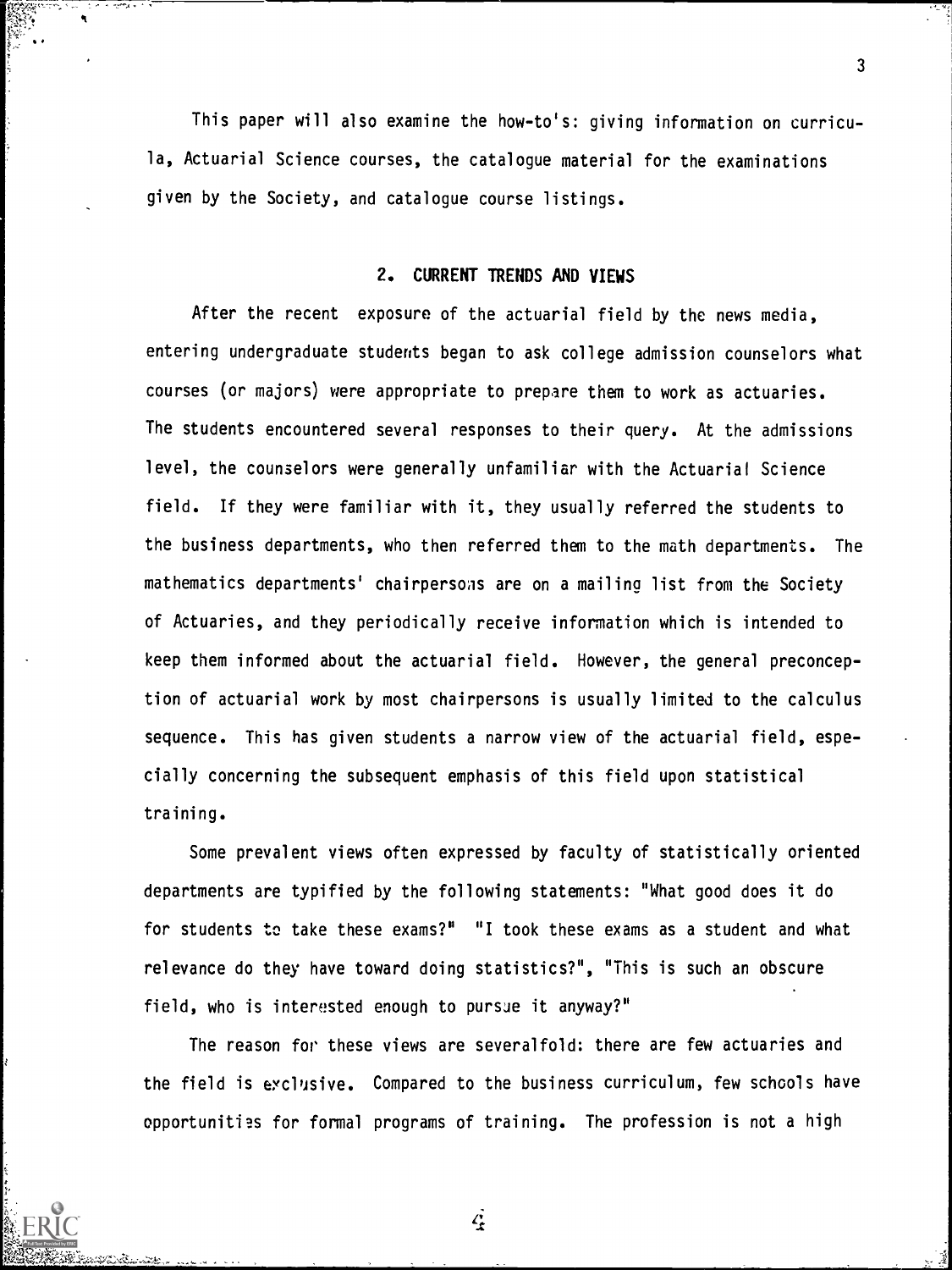This paper will also examine the how-to's: giving information on curricula, Actuarial Science courses, the catalogue material for the examinations given by the Society, and catalogue course listings.

## 2. CURRENT TRENDS AND VIEWS

After the recent exposure of the actuarial field by the news media, entering undergraduate students began to ask college admission counselors what courses (or majors) were appropriate to prepare them to work as actuaries. The students encountered several responses to their query. At the admissions level, the counselors were generally unfamiliar with the Actuarial Science field. If they were familiar with it, they usually referred the students to the business departments, who then referred them to the math departments. The mathematics departments' chairpersons are on a mailing list from the Society of Actuaries, and they periodically receive information which is intended to keep them informed about the actuarial field. However, the general preconception of actuarial work by most chairpersons is usually limited to the calculus sequence. This has given students a narrow view of the actuarial field, especially concerning the subsequent emphasis of this field upon statistical training.

Some prevalent views often expressed by faculty of statistically oriented departments are typified by the following statements: "What good does it do for students to take these exams?" "I took these exams as a student and what relevance do they have toward doing statistics?", "This is such an obscure field, who is interested enough to pursue it anyway?"

The reason for these views are severalfold: there are few actuaries and the field is exclusive. Compared to the business curriculum, few schools have opportunities for formal programs of training. The profession is not a high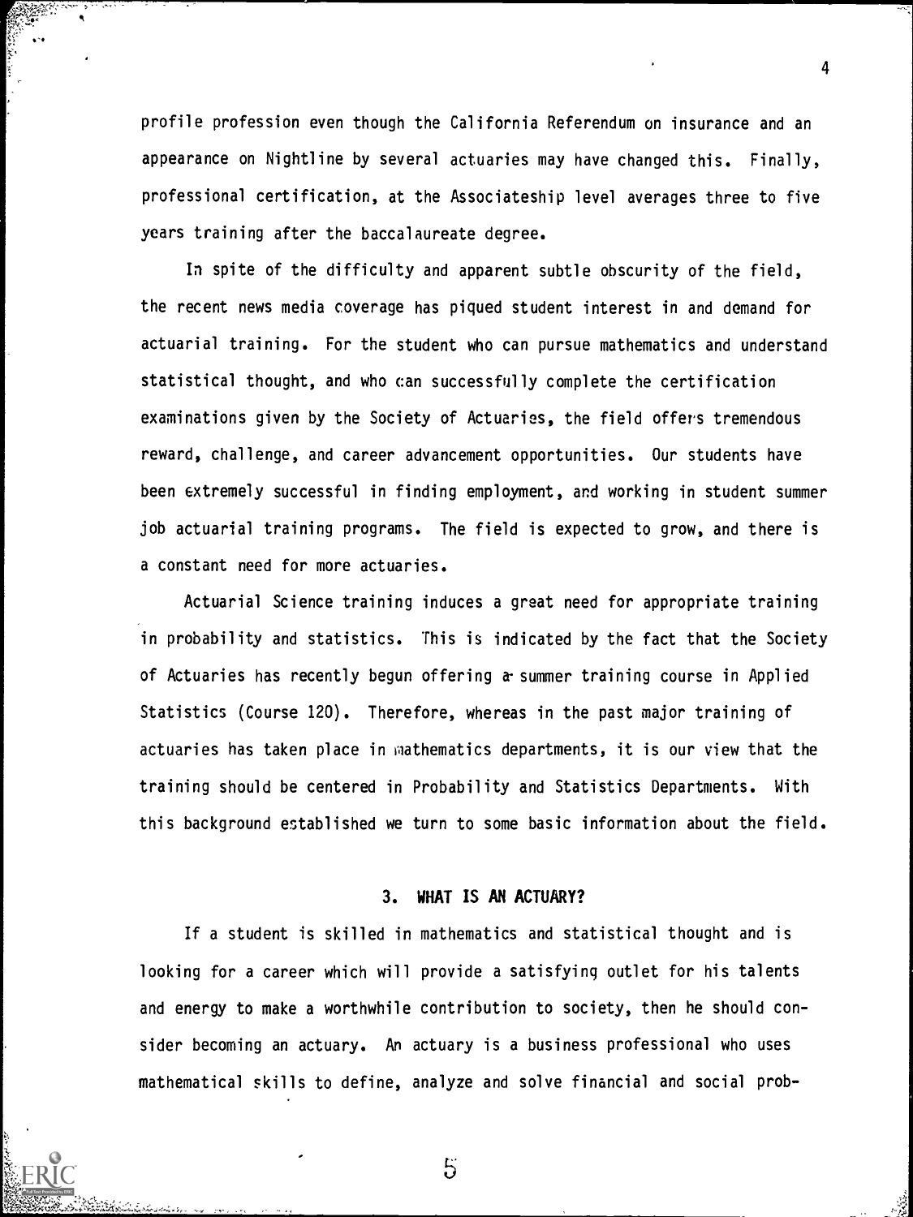profile profession even though the California Referendum on insurance and an appearance on Nightline by several actuaries may have changed this. Finally, professional certification, at the Associateship level averages three to five years training after the baccalaureate degree.

In spite of the difficulty and apparent subtle obscurity of the field, the recent news media coverage has piqued student interest in and demand for actuarial training. For the student who can pursue mathematics and understand statistical thought, and who can successfully complete the certification examinations given by the Society of Actuaries, the field offers tremendous reward, challenge, and career advancement opportunities. Our students have been extremely successful in finding employment, and working in student summer job actuarial training programs. The field is expected to grow, and there is a constant need for more actuaries.

Actuarial Science training induces a great need for appropriate training in probability and statistics. This is indicated by the fact that the Society of Actuaries has recently begun offering a summer training course in Applied Statistics (Course 120). Therefore, whereas in the past major training of actuaries has taken place in mathematics departments, it is our view that the training should be centered in Probability and Statistics Departments. With this background established we turn to some basic information about the field.

## 3. WHAT IS AN ACTUARY?

If a student is skilled in mathematics and statistical thought and is looking for a career which will provide a satisfying outlet for his talents and energy to make a worthwhile contribution to society, then he should consider becoming an actuary. An actuary is a business professional who uses mathematical skills to define, analyze and solve financial and social prob-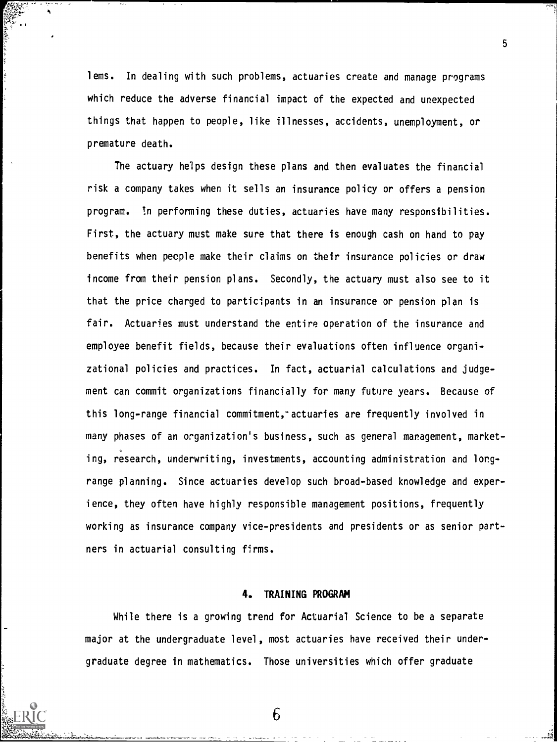lems. In dealing with such problems, actuaries create and manage programs which reduce the adverse financial impact of the expected and unexpected things that happen to people, like illnesses, accidents, unemployment, or premature death.

The actuary helps design these plans and then evaluates the financial risk a company takes when it sells an insurance policy or offers a pension program. In performing these duties, actuaries have many responsibilities. First, the actuary must make sure that there is enough cash on hand to pay benefits when people make their claims on their insurance policies or draw income from their pension plans. Secondly, the actuary must also see to it that the price charged to participants in an insurance or pension plan is fair. Actuaries must understand the entire operation of the insurance and employee benefit fields, because their evaluations often influence organizational policies and practices. In fact, actuarial calculations and judgement can commit organizations financially for many future years. Because of this long-range financial commitment, actuaries are frequently involved in many phases of an organization's business, such as general management, marketing, research, underwriting, investments, accounting administration and long-range planning. Since actuaries develop such broad-based knowledge and experience, they often have highly responsible management positions, frequently working as insurance company vice-presidents and presidents or as senior partners in actuarial consulting firms.

## 4. TRAINING PROGRAM

While there is a growing trend for Actuarial Science to be a separate major at the undergraduate level, most actuaries have received their undergraduate degree in mathematics. Those universities which offer graduate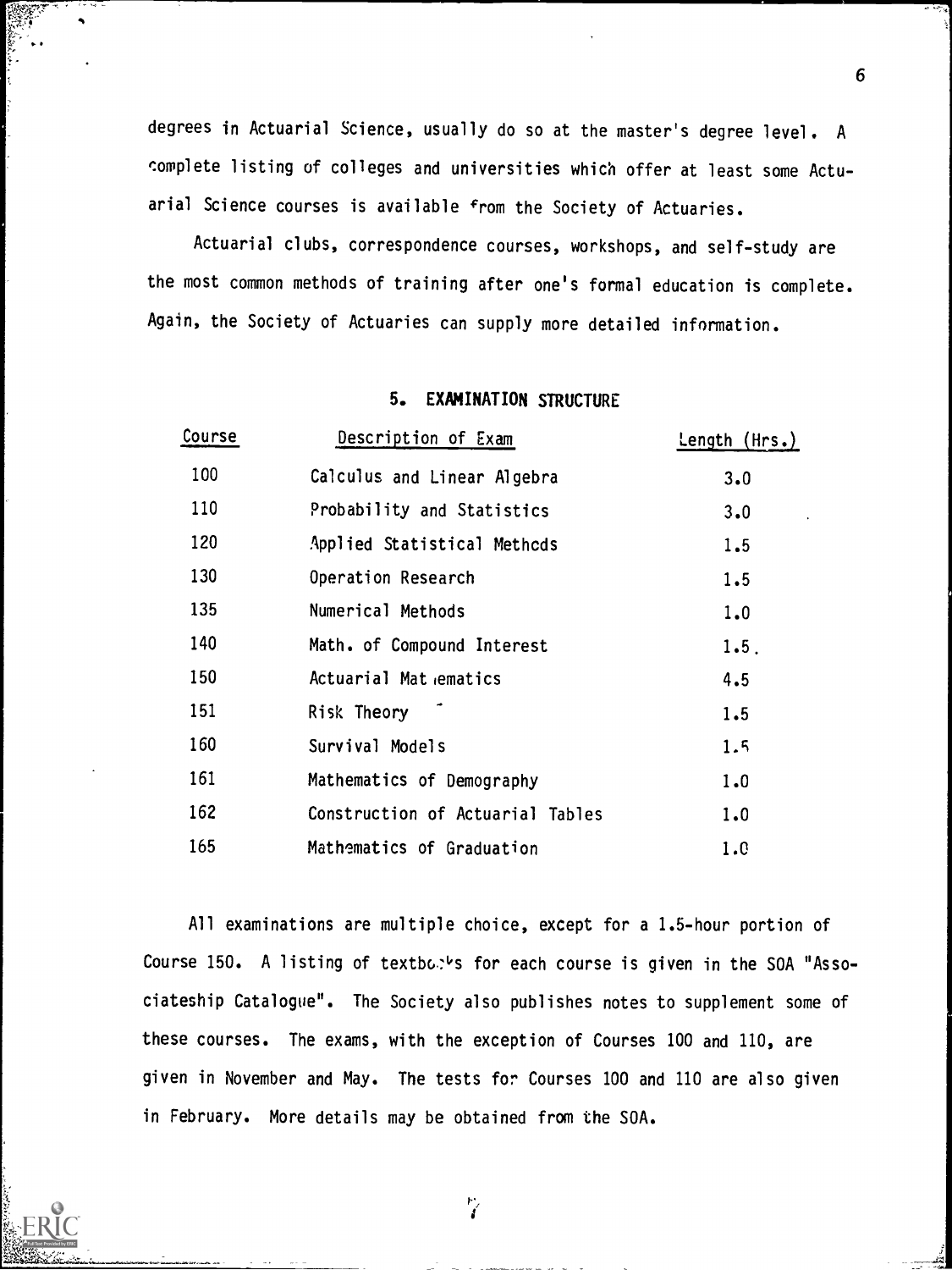degrees in Actuarial Science, usually do so at the master's degree level. A complete listing of colleges and universities which offer at least some Actuarial Science courses is available from the Society of Actuaries.

Actuarial clubs, correspondence courses, workshops, and self-study are the most common methods of training after one's formal education is complete. Again, the Society of Actuaries can supply more detailed information.

## 5. EXAMINATION STRUCTURE

| Course | Description of Exam | Length (Hrs.) |
|---|---|---|
| 100 | Calculus and Linear Algebra | 3.0 |
| 110 | Probability and Statistics | 3.0 |
| 120 | Applied Statistical Methods | 1.5 |
| 130 | Operation Research | 1.5 |
| 135 | Numerical Methods | 1.0 |
| 140 | Math. of Compound Interest | 1.5 |
| 150 | Actuarial Mathematics | 4.5 |
| 151 | Risk Theory | 1.5 |
| 160 | Survival Models | 1.5 |
| 161 | Mathematics of Demography | 1.0 |
| 162 | Construction of Actuarial Tables | 1.0 |
| 165 | Mathematics of Graduation | 1.0 |

All examinations are multiple choice, except for a 1.5-hour portion of Course 150. A listing of textbooks for each course is given in the SOA "Associateship Catalogue". The Society also publishes notes to supplement some of these courses. The exams, with the exception of Courses 100 and 110, are given in November and May. The tests for Courses 100 and 110 are also given in February. More details may be obtained from the SOA.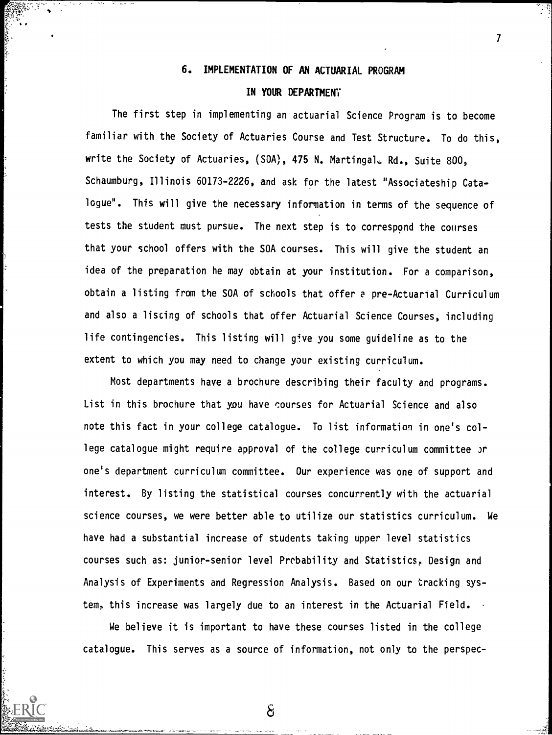## 6. IMPLEMENTATION OF AN ACTUARIAL PROGRAM IN YOUR DEPARTMENT

The first step in implementing an actuarial Science Program is to become familiar with the Society of Actuaries Course and Test Structure. To do this, write the Society of Actuaries, (SOA), 475 N. Martingale Rd., Suite 800, Schaumburg, Illinois 60173-2226, and ask for the latest "Associateship Catalogue". This will give the necessary information in terms of the sequence of tests the student must pursue. The next step is to correspond the courses that your school offers with the SOA courses. This will give the student an idea of the preparation he may obtain at your institution. For a comparison, obtain a listing from the SOA of schools that offer a pre-Actuarial Curriculum and also a listing of schools that offer Actuarial Science Courses, including life contingencies. This listing will give you some guideline as to the extent to which you may need to change your existing curriculum.

Most departments have a brochure describing their faculty and programs. List in this brochure that you have courses for Actuarial Science and also note this fact in your college catalogue. To list information in one's college catalogue might require approval of the college curriculum committee or one's department curriculum committee. Our experience was one of support and interest. By listing the statistical courses concurrently with the actuarial science courses, we were better able to utilize our statistics curriculum. We have had a substantial increase of students taking upper level statistics courses such as: junior-senior level Probability and Statistics, Design and Analysis of Experiments and Regression Analysis. Based on our tracking system, this increase was largely due to an interest in the Actuarial Field.

We believe it is important to have these courses listed in the college catalogue. This serves as a source of information, not only to the perspec-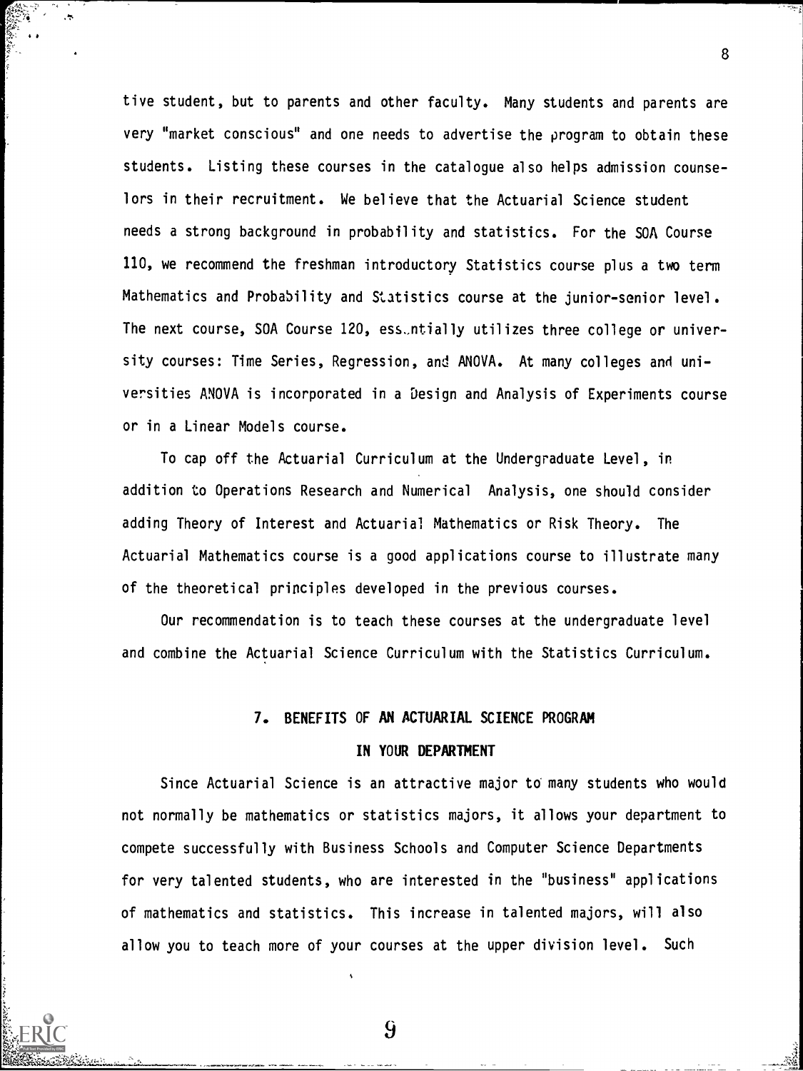tive student, but to parents and other faculty. Many students and parents are very "market conscious" and one needs to advertise the program to obtain these students. Listing these courses in the catalogue also helps admission counselors in their recruitment. We believe that the Actuarial Science student needs a strong background in probability and statistics. For the SOA Course 110, we recommend the freshman introductory Statistics course plus a two term Mathematics and Probability and Statistics course at the junior-senior level. The next course, SOA Course 120, essentially utilizes three college or university courses: Time Series, Regression, and ANOVA. At many colleges and universities ANOVA is incorporated in a Design and Analysis of Experiments course or in a Linear Models course.

To cap off the Actuarial Curriculum at the Undergraduate Level, in addition to Operations Research and Numerical Analysis, one should consider adding Theory of Interest and Actuarial Mathematics or Risk Theory. The Actuarial Mathematics course is a good applications course to illustrate many of the theoretical principles developed in the previous courses.

Our recommendation is to teach these courses at the undergraduate level and combine the Actuarial Science Curriculum with the Statistics Curriculum.

## 7. BENEFITS OF AN ACTUARIAL SCIENCE PROGRAM IN YOUR DEPARTMENT

Since Actuarial Science is an attractive major to many students who would not normally be mathematics or statistics majors, it allows your department to compete successfully with Business Schools and Computer Science Departments for very talented students, who are interested in the "business" applications of mathematics and statistics. This increase in talented majors, will also allow you to teach more of your courses at the upper division level. Such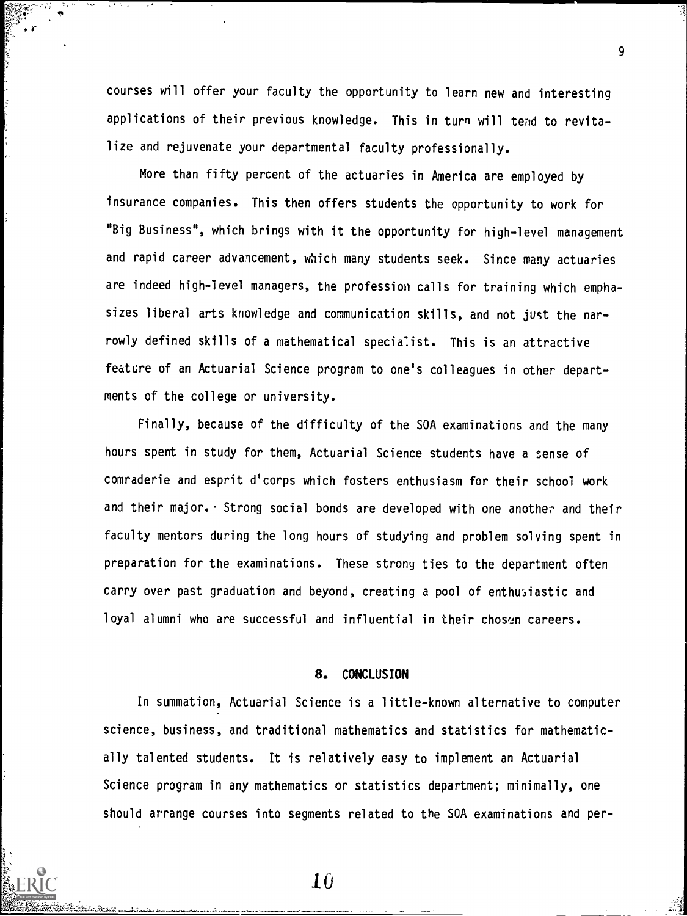courses will offer your faculty the opportunity to learn new and interesting applications of their previous knowledge. This in turn will tend to revitalize and rejuvenate your departmental faculty professionally.

More than fifty percent of the actuaries in America are employed by insurance companies. This then offers students the opportunity to work for "Big Business", which brings with it the opportunity for high-level management and rapid career advancement, which many students seek. Since many actuaries are indeed high-level managers, the profession calls for training which emphasizes liberal arts knowledge and communication skills, and not just the narrowly defined skills of a mathematical specialist. This is an attractive feature of an Actuarial Science program to one's colleagues in other departments of the college or university.

Finally, because of the difficulty of the SOA examinations and the many hours spent in study for them, Actuarial Science students have a sense of comraderie and esprit d'corps which fosters enthusiasm for their school work and their major. Strong social bonds are developed with one another and their faculty mentors during the long hours of studying and problem solving spent in preparation for the examinations. These strong ties to the department often carry over past graduation and beyond, creating a pool of enthusiastic and loyal alumni who are successful and influential in their chosen careers.

## 8. CONCLUSION

In summation, Actuarial Science is a little-known alternative to computer science, business, and traditional mathematics and statistics for mathematically talented students. It is relatively easy to implement an Actuarial Science program in any mathematics or statistics department; minimally, one should arrange courses into segments related to the SOA examinations and per-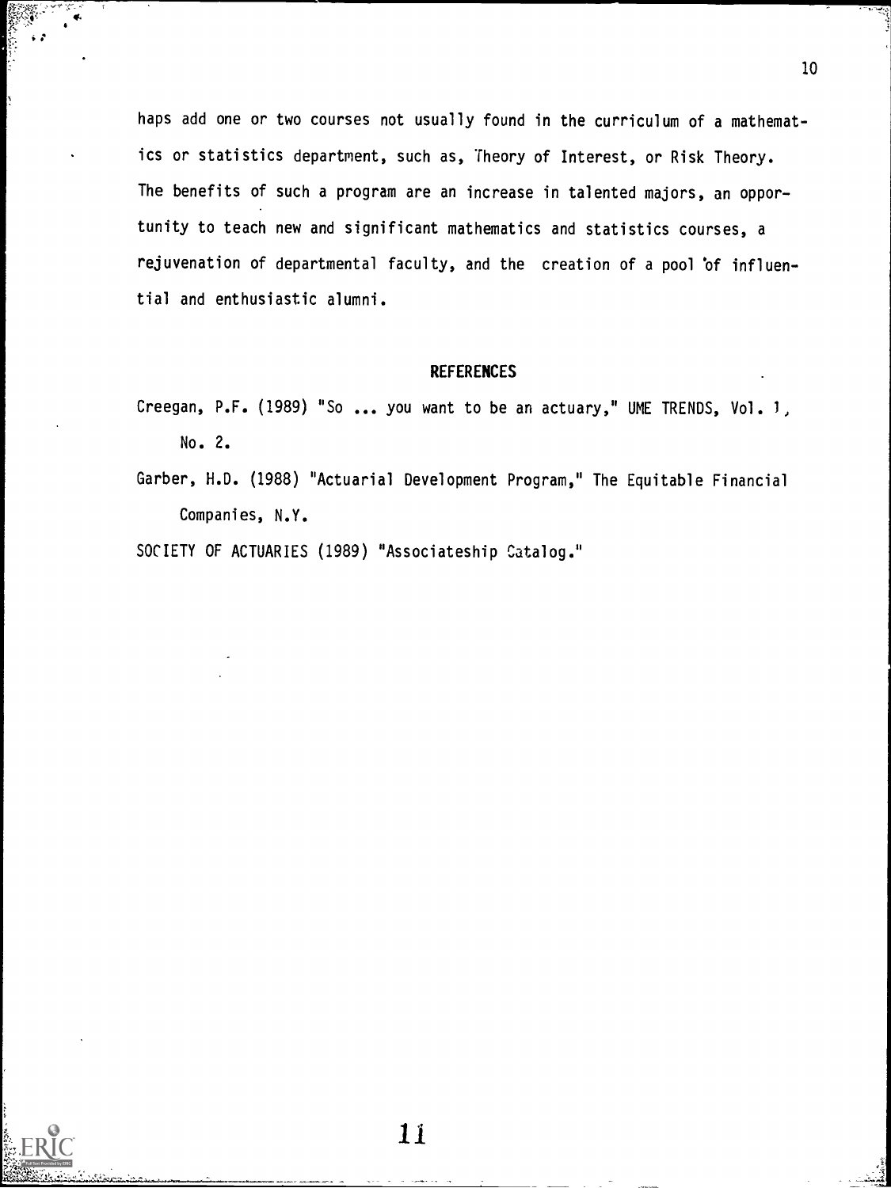haps add one or two courses not usually found in the curriculum of a mathematics or statistics department, such as, Theory of Interest, or Risk Theory. The benefits of such a program are an increase in talented majors, an opportunity to teach new and significant mathematics and statistics courses, a rejuvenation of departmental faculty, and the creation of a pool of influential and enthusiastic alumni.

## REFERENCES

Creegan, P.F. (1989) "So ... you want to be an actuary," UME TRENDS, Vol. 1, No. 2.

Garber, H.D. (1988) "Actuarial Development Program," The Equitable Financial Companies, N.Y.

SOCIETY OF ACTUARIES (1989) "Associateship Catalog."